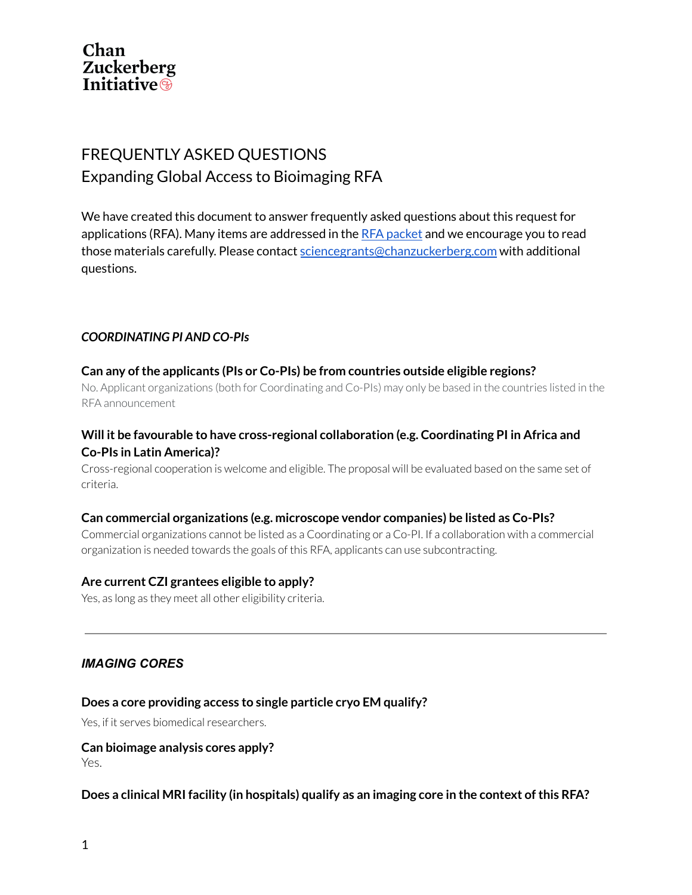Chan
Zuckerberg
Initiative

# FREQUENTLY ASKED QUESTIONS
## Expanding Global Access to Bioimaging RFA

We have created this document to answer frequently asked questions about this request for applications (RFA). Many items are addressed in the [RFA packet] and we encourage you to read those materials carefully. Please contact sciencegrants@chanzuckerberg.com with additional questions.

### *COORDINATING PI AND CO-PIs*

**Can any of the applicants (PIs or Co-PIs) be from countries outside eligible regions?**
No. Applicant organizations (both for Coordinating and Co-PIs) may only be based in the countries listed in the RFA announcement

**Will it be favourable to have cross-regional collaboration (e.g. Coordinating PI in Africa and Co-PIs in Latin America)?**
Cross-regional cooperation is welcome and eligible. The proposal will be evaluated based on the same set of criteria.

**Can commercial organizations (e.g. microscope vendor companies) be listed as Co-PIs?**
Commercial organizations cannot be listed as a Coordinating or a Co-PI. If a collaboration with a commercial organization is needed towards the goals of this RFA, applicants can use subcontracting.

**Are current CZI grantees eligible to apply?**
Yes, as long as they meet all other eligibility criteria.

---

### *IMAGING CORES*

**Does a core providing access to single particle cryo EM qualify?**

Yes, if it serves biomedical researchers.

**Can bioimage analysis cores apply?**
Yes.

**Does a clinical MRI facility (in hospitals) qualify as an imaging core in the context of this RFA?**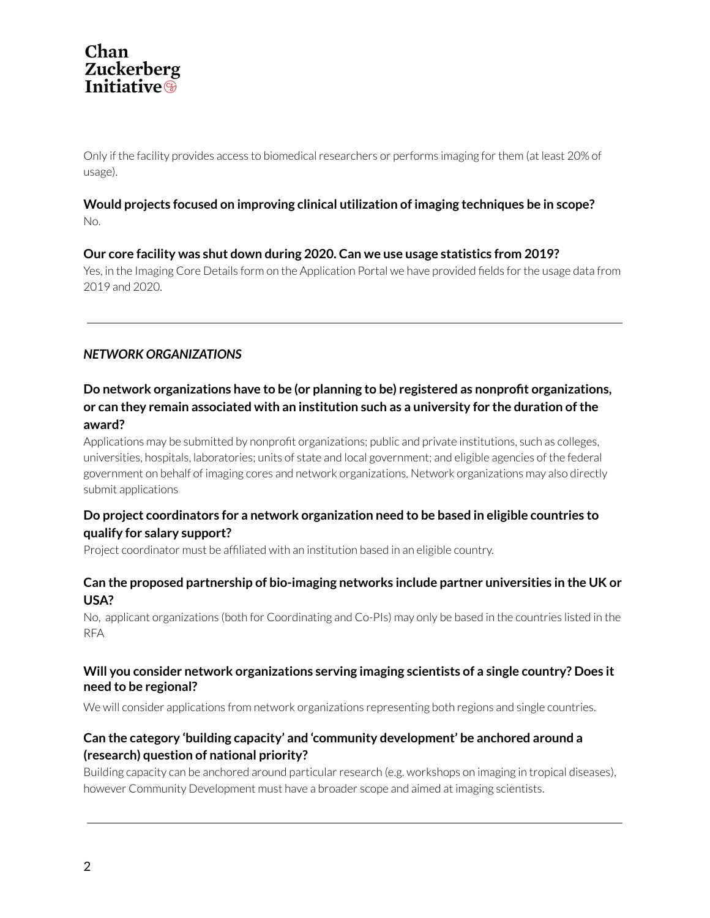Only if the facility provides access to biomedical researchers or performs imaging for them (at least 20% of usage).

**Would projects focused on improving clinical utilization of imaging techniques be in scope?**
No.

**Our core facility was shut down during 2020. Can we use usage statistics from 2019?**
Yes, in the Imaging Core Details form on the Application Portal we have provided fields for the usage data from 2019 and 2020.

---

***NETWORK ORGANIZATIONS***

**Do network organizations have to be (or planning to be) registered as nonprofit organizations, or can they remain associated with an institution such as a university for the duration of the award?**
Applications may be submitted by nonprofit organizations; public and private institutions, such as colleges, universities, hospitals, laboratories; units of state and local government; and eligible agencies of the federal government on behalf of imaging cores and network organizations. Network organizations may also directly submit applications

**Do project coordinators for a network organization need to be based in eligible countries to qualify for salary support?**
Project coordinator must be affiliated with an institution based in an eligible country.

**Can the proposed partnership of bio-imaging networks include partner universities in the UK or USA?**
No, applicant organizations (both for Coordinating and Co-PIs) may only be based in the countries listed in the RFA

**Will you consider network organizations serving imaging scientists of a single country? Does it need to be regional?**
We will consider applications from network organizations representing both regions and single countries.

**Can the category 'building capacity' and 'community development' be anchored around a (research) question of national priority?**
Building capacity can be anchored around particular research (e.g. workshops on imaging in tropical diseases), however Community Development must have a broader scope and aimed at imaging scientists.

---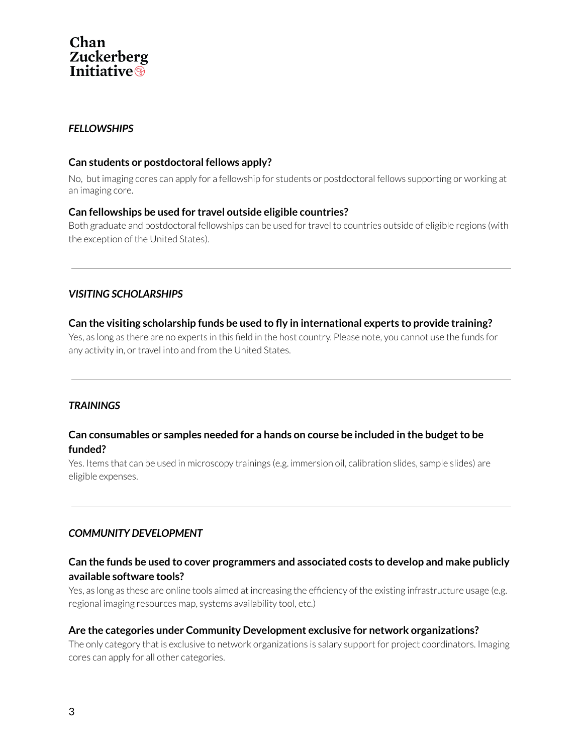*FELLOWSHIPS*

**Can students or postdoctoral fellows apply?**

No, but imaging cores can apply for a fellowship for students or postdoctoral fellows supporting or working at an imaging core.

**Can fellowships be used for travel outside eligible countries?**

Both graduate and postdoctoral fellowships can be used for travel to countries outside of eligible regions (with the exception of the United States).

---

*VISITING SCHOLARSHIPS*

**Can the visiting scholarship funds be used to fly in international experts to provide training?**

Yes, as long as there are no experts in this field in the host country. Please note, you cannot use the funds for any activity in, or travel into and from the United States.

---

*TRAININGS*

**Can consumables or samples needed for a hands on course be included in the budget to be funded?**

Yes. Items that can be used in microscopy trainings (e.g. immersion oil, calibration slides, sample slides) are eligible expenses.

---

*COMMUNITY DEVELOPMENT*

**Can the funds be used to cover programmers and associated costs to develop and make publicly available software tools?**

Yes, as long as these are online tools aimed at increasing the efficiency of the existing infrastructure usage (e.g. regional imaging resources map, systems availability tool, etc.)

**Are the categories under Community Development exclusive for network organizations?**

The only category that is exclusive to network organizations is salary support for project coordinators. Imaging cores can apply for all other categories.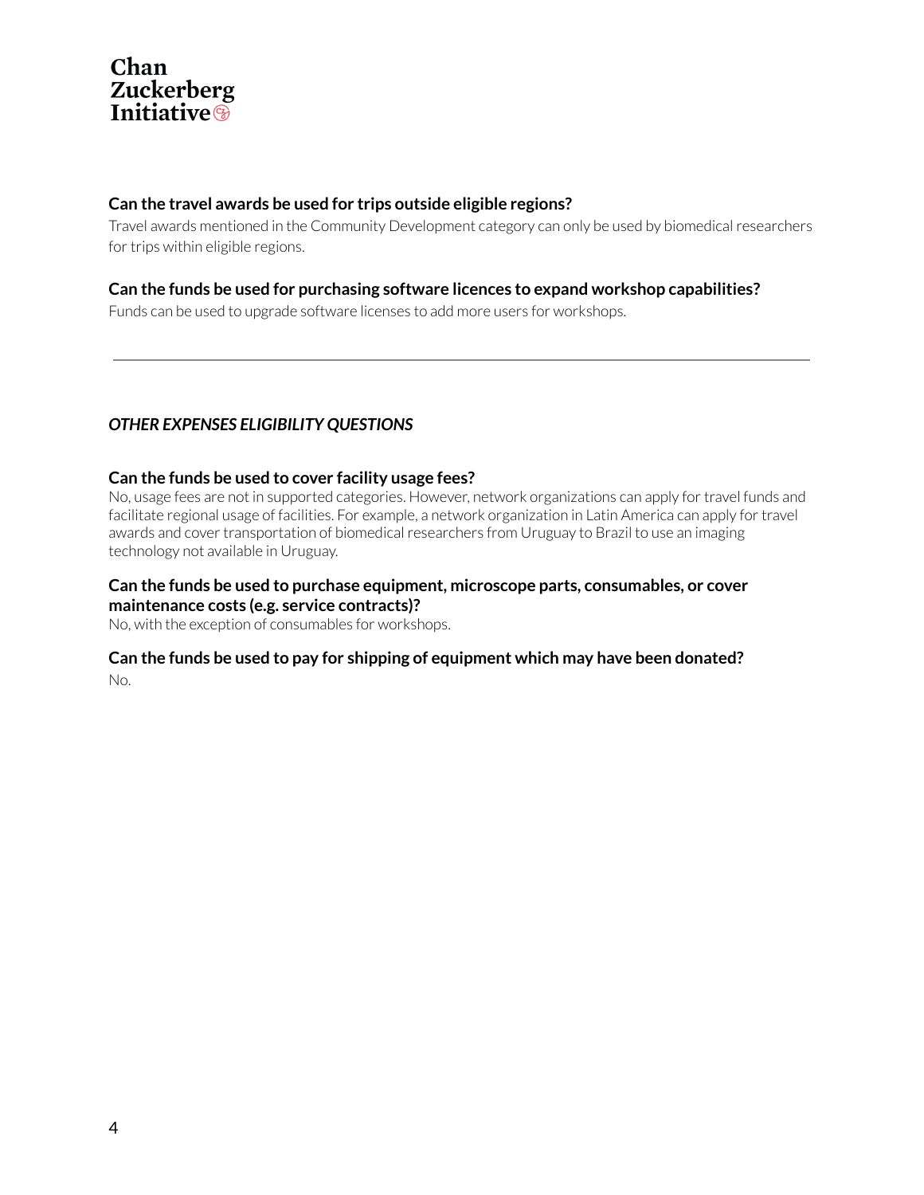**Can the travel awards be used for trips outside eligible regions?**

Travel awards mentioned in the Community Development category can only be used by biomedical researchers for trips within eligible regions.

**Can the funds be used for purchasing software licences to expand workshop capabilities?**

Funds can be used to upgrade software licenses to add more users for workshops.

---

***OTHER EXPENSES ELIGIBILITY QUESTIONS***

**Can the funds be used to cover facility usage fees?**

No, usage fees are not in supported categories. However, network organizations can apply for travel funds and facilitate regional usage of facilities. For example, a network organization in Latin America can apply for travel awards and cover transportation of biomedical researchers from Uruguay to Brazil to use an imaging technology not available in Uruguay.

**Can the funds be used to purchase equipment, microscope parts, consumables, or cover maintenance costs (e.g. service contracts)?**

No, with the exception of consumables for workshops.

**Can the funds be used to pay for shipping of equipment which may have been donated?**

No.